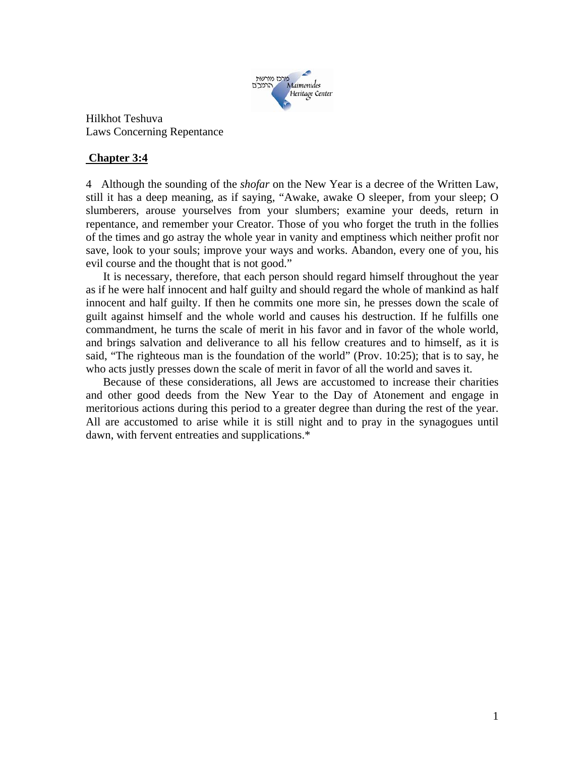Hilkhot Teshuva
Laws Concerning Repentance

**Chapter 3:4**

4 Although the sounding of the *shofar* on the New Year is a decree of the Written Law, still it has a deep meaning, as if saying, "Awake, awake O sleeper, from your sleep; O slumberers, arouse yourselves from your slumbers; examine your deeds, return in repentance, and remember your Creator. Those of you who forget the truth in the follies of the times and go astray the whole year in vanity and emptiness which neither profit nor save, look to your souls; improve your ways and works. Abandon, every one of you, his evil course and the thought that is not good."

It is necessary, therefore, that each person should regard himself throughout the year as if he were half innocent and half guilty and should regard the whole of mankind as half innocent and half guilty. If then he commits one more sin, he presses down the scale of guilt against himself and the whole world and causes his destruction. If he fulfills one commandment, he turns the scale of merit in his favor and in favor of the whole world, and brings salvation and deliverance to all his fellow creatures and to himself, as it is said, "The righteous man is the foundation of the world" (Prov. 10:25); that is to say, he who acts justly presses down the scale of merit in favor of all the world and saves it.

Because of these considerations, all Jews are accustomed to increase their charities and other good deeds from the New Year to the Day of Atonement and engage in meritorious actions during this period to a greater degree than during the rest of the year. All are accustomed to arise while it is still night and to pray in the synagogues until dawn, with fervent entreaties and supplications.*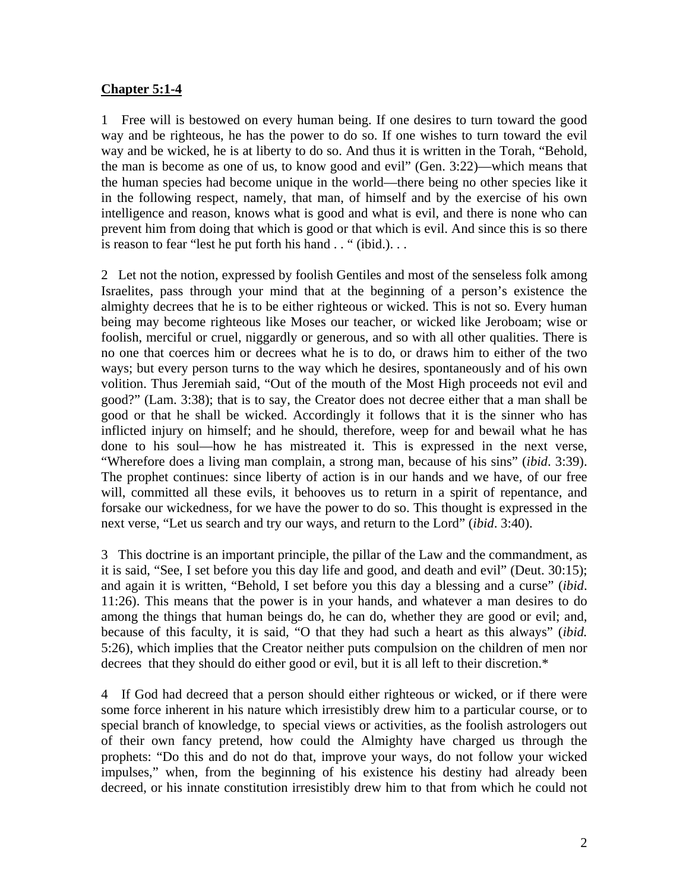**Chapter 5:1-4**

1 Free will is bestowed on every human being. If one desires to turn toward the good way and be righteous, he has the power to do so. If one wishes to turn toward the evil way and be wicked, he is at liberty to do so. And thus it is written in the Torah, “Behold, the man is become as one of us, to know good and evil” (Gen. 3:22)—which means that the human species had become unique in the world—there being no other species like it in the following respect, namely, that man, of himself and by the exercise of his own intelligence and reason, knows what is good and what is evil, and there is none who can prevent him from doing that which is good or that which is evil. And since this is so there is reason to fear “lest he put forth his hand . . “ (ibid.). . .

2 Let not the notion, expressed by foolish Gentiles and most of the senseless folk among Israelites, pass through your mind that at the beginning of a person’s existence the almighty decrees that he is to be either righteous or wicked. This is not so. Every human being may become righteous like Moses our teacher, or wicked like Jeroboam; wise or foolish, merciful or cruel, niggardly or generous, and so with all other qualities. There is no one that coerces him or decrees what he is to do, or draws him to either of the two ways; but every person turns to the way which he desires, spontaneously and of his own volition. Thus Jeremiah said, “Out of the mouth of the Most High proceeds not evil and good?” (Lam. 3:38); that is to say, the Creator does not decree either that a man shall be good or that he shall be wicked. Accordingly it follows that it is the sinner who has inflicted injury on himself; and he should, therefore, weep for and bewail what he has done to his soul—how he has mistreated it. This is expressed in the next verse, “Wherefore does a living man complain, a strong man, because of his sins” (*ibid*. 3:39). The prophet continues: since liberty of action is in our hands and we have, of our free will, committed all these evils, it behooves us to return in a spirit of repentance, and forsake our wickedness, for we have the power to do so. This thought is expressed in the next verse, “Let us search and try our ways, and return to the Lord” (*ibid*. 3:40).

3 This doctrine is an important principle, the pillar of the Law and the commandment, as it is said, “See, I set before you this day life and good, and death and evil” (Deut. 30:15); and again it is written, “Behold, I set before you this day a blessing and a curse” (*ibid*. 11:26). This means that the power is in your hands, and whatever a man desires to do among the things that human beings do, he can do, whether they are good or evil; and, because of this faculty, it is said, “O that they had such a heart as this always” (*ibid.* 5:26), which implies that the Creator neither puts compulsion on the children of men nor decrees that they should do either good or evil, but it is all left to their discretion.*

4 If God had decreed that a person should either righteous or wicked, or if there were some force inherent in his nature which irresistibly drew him to a particular course, or to special branch of knowledge, to special views or activities, as the foolish astrologers out of their own fancy pretend, how could the Almighty have charged us through the prophets: “Do this and do not do that, improve your ways, do not follow your wicked impulses,” when, from the beginning of his existence his destiny had already been decreed, or his innate constitution irresistibly drew him to that from which he could not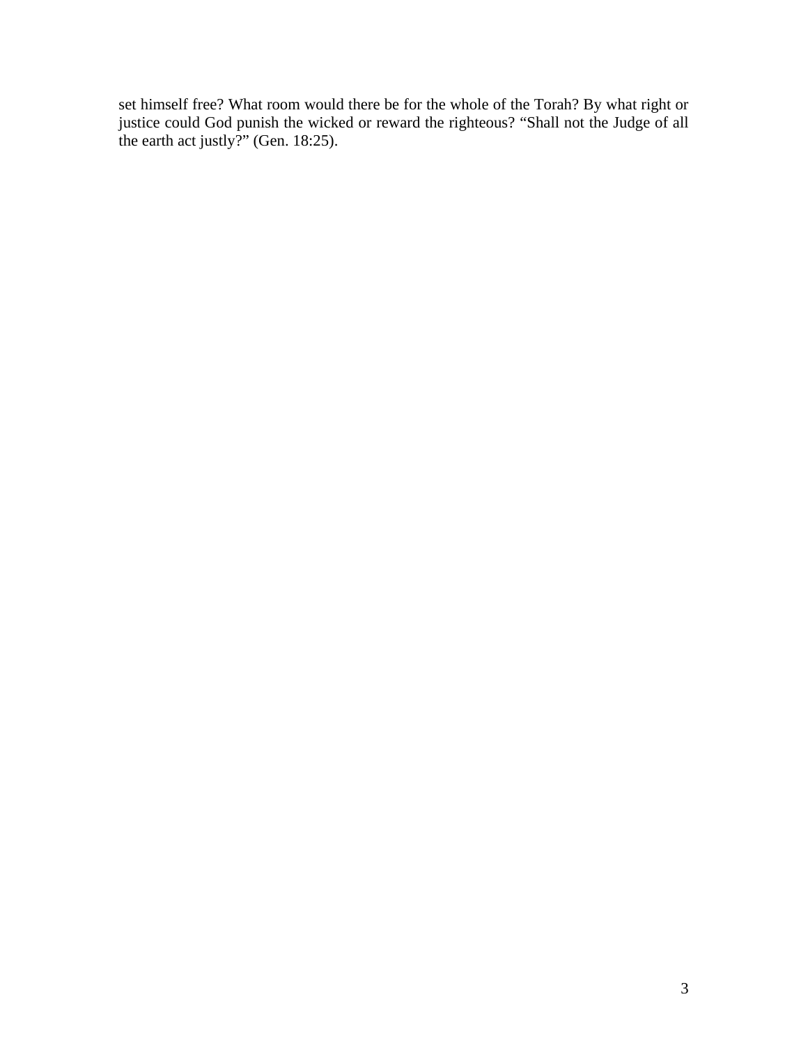set himself free? What room would there be for the whole of the Torah? By what right or justice could God punish the wicked or reward the righteous? "Shall not the Judge of all the earth act justly?" (Gen. 18:25).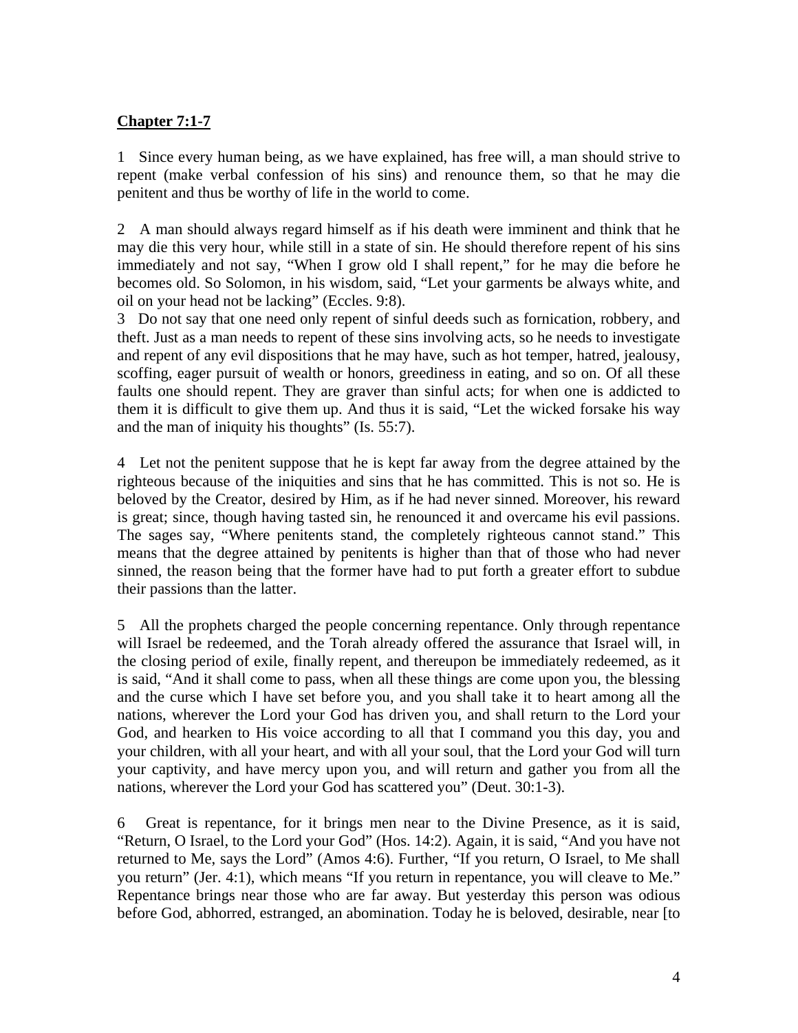**Chapter 7:1-7**

1 Since every human being, as we have explained, has free will, a man should strive to repent (make verbal confession of his sins) and renounce them, so that he may die penitent and thus be worthy of life in the world to come.

2 A man should always regard himself as if his death were imminent and think that he may die this very hour, while still in a state of sin. He should therefore repent of his sins immediately and not say, "When I grow old I shall repent," for he may die before he becomes old. So Solomon, in his wisdom, said, "Let your garments be always white, and oil on your head not be lacking" (Eccles. 9:8).

3 Do not say that one need only repent of sinful deeds such as fornication, robbery, and theft. Just as a man needs to repent of these sins involving acts, so he needs to investigate and repent of any evil dispositions that he may have, such as hot temper, hatred, jealousy, scoffing, eager pursuit of wealth or honors, greediness in eating, and so on. Of all these faults one should repent. They are graver than sinful acts; for when one is addicted to them it is difficult to give them up. And thus it is said, "Let the wicked forsake his way and the man of iniquity his thoughts" (Is. 55:7).

4 Let not the penitent suppose that he is kept far away from the degree attained by the righteous because of the iniquities and sins that he has committed. This is not so. He is beloved by the Creator, desired by Him, as if he had never sinned. Moreover, his reward is great; since, though having tasted sin, he renounced it and overcame his evil passions. The sages say, "Where penitents stand, the completely righteous cannot stand." This means that the degree attained by penitents is higher than that of those who had never sinned, the reason being that the former have had to put forth a greater effort to subdue their passions than the latter.

5 All the prophets charged the people concerning repentance. Only through repentance will Israel be redeemed, and the Torah already offered the assurance that Israel will, in the closing period of exile, finally repent, and thereupon be immediately redeemed, as it is said, "And it shall come to pass, when all these things are come upon you, the blessing and the curse which I have set before you, and you shall take it to heart among all the nations, wherever the Lord your God has driven you, and shall return to the Lord your God, and hearken to His voice according to all that I command you this day, you and your children, with all your heart, and with all your soul, that the Lord your God will turn your captivity, and have mercy upon you, and will return and gather you from all the nations, wherever the Lord your God has scattered you" (Deut. 30:1-3).

6 Great is repentance, for it brings men near to the Divine Presence, as it is said, "Return, O Israel, to the Lord your God" (Hos. 14:2). Again, it is said, "And you have not returned to Me, says the Lord" (Amos 4:6). Further, "If you return, O Israel, to Me shall you return" (Jer. 4:1), which means "If you return in repentance, you will cleave to Me." Repentance brings near those who are far away. But yesterday this person was odious before God, abhorred, estranged, an abomination. Today he is beloved, desirable, near [to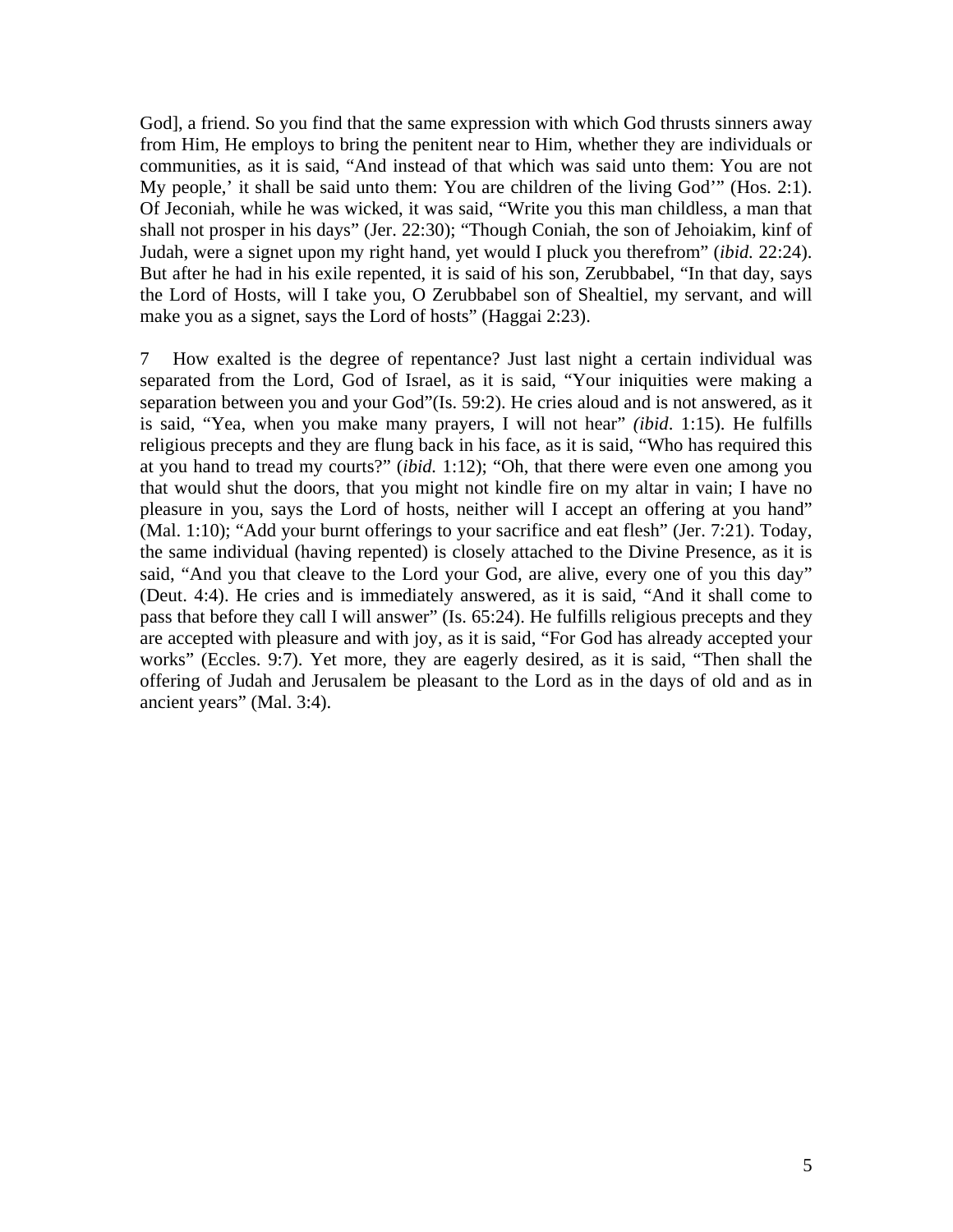God], a friend. So you find that the same expression with which God thrusts sinners away from Him, He employs to bring the penitent near to Him, whether they are individuals or communities, as it is said, “And instead of that which was said unto them: You are not My people,’ it shall be said unto them: You are children of the living God’” (Hos. 2:1). Of Jeconiah, while he was wicked, it was said, “Write you this man childless, a man that shall not prosper in his days” (Jer. 22:30); “Though Coniah, the son of Jehoiakim, kinf of Judah, were a signet upon my right hand, yet would I pluck you therefrom” (*ibid.* 22:24). But after he had in his exile repented, it is said of his son, Zerubbabel, “In that day, says the Lord of Hosts, will I take you, O Zerubbabel son of Shealtiel, my servant, and will make you as a signet, says the Lord of hosts” (Haggai 2:23).

7 How exalted is the degree of repentance? Just last night a certain individual was separated from the Lord, God of Israel, as it is said, “Your iniquities were making a separation between you and your God”(Is. 59:2). He cries aloud and is not answered, as it is said, “Yea, when you make many prayers, I will not hear” *(ibid.* 1:15). He fulfills religious precepts and they are flung back in his face, as it is said, “Who has required this at you hand to tread my courts?” (*ibid.* 1:12); “Oh, that there were even one among you that would shut the doors, that you might not kindle fire on my altar in vain; I have no pleasure in you, says the Lord of hosts, neither will I accept an offering at you hand” (Mal. 1:10); “Add your burnt offerings to your sacrifice and eat flesh” (Jer. 7:21). Today, the same individual (having repented) is closely attached to the Divine Presence, as it is said, “And you that cleave to the Lord your God, are alive, every one of you this day” (Deut. 4:4). He cries and is immediately answered, as it is said, “And it shall come to pass that before they call I will answer” (Is. 65:24). He fulfills religious precepts and they are accepted with pleasure and with joy, as it is said, “For God has already accepted your works” (Eccles. 9:7). Yet more, they are eagerly desired, as it is said, “Then shall the offering of Judah and Jerusalem be pleasant to the Lord as in the days of old and as in ancient years” (Mal. 3:4).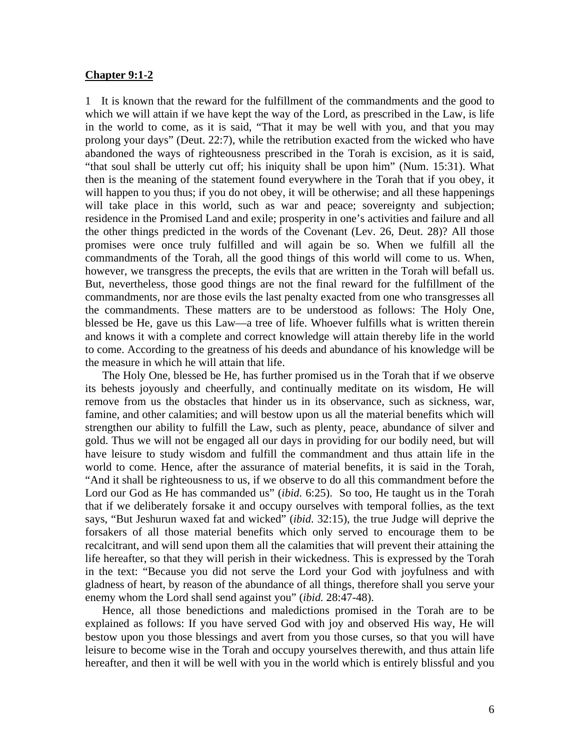**Chapter 9:1-2**

1 It is known that the reward for the fulfillment of the commandments and the good to which we will attain if we have kept the way of the Lord, as prescribed in the Law, is life in the world to come, as it is said, "That it may be well with you, and that you may prolong your days" (Deut. 22:7), while the retribution exacted from the wicked who have abandoned the ways of righteousness prescribed in the Torah is excision, as it is said, "that soul shall be utterly cut off; his iniquity shall be upon him" (Num. 15:31). What then is the meaning of the statement found everywhere in the Torah that if you obey, it will happen to you thus; if you do not obey, it will be otherwise; and all these happenings will take place in this world, such as war and peace; sovereignty and subjection; residence in the Promised Land and exile; prosperity in one's activities and failure and all the other things predicted in the words of the Covenant (Lev. 26, Deut. 28)? All those promises were once truly fulfilled and will again be so. When we fulfill all the commandments of the Torah, all the good things of this world will come to us. When, however, we transgress the precepts, the evils that are written in the Torah will befall us. But, nevertheless, those good things are not the final reward for the fulfillment of the commandments, nor are those evils the last penalty exacted from one who transgresses all the commandments. These matters are to be understood as follows: The Holy One, blessed be He, gave us this Law—a tree of life. Whoever fulfills what is written therein and knows it with a complete and correct knowledge will attain thereby life in the world to come. According to the greatness of his deeds and abundance of his knowledge will be the measure in which he will attain that life.

The Holy One, blessed be He, has further promised us in the Torah that if we observe its behests joyously and cheerfully, and continually meditate on its wisdom, He will remove from us the obstacles that hinder us in its observance, such as sickness, war, famine, and other calamities; and will bestow upon us all the material benefits which will strengthen our ability to fulfill the Law, such as plenty, peace, abundance of silver and gold. Thus we will not be engaged all our days in providing for our bodily need, but will have leisure to study wisdom and fulfill the commandment and thus attain life in the world to come. Hence, after the assurance of material benefits, it is said in the Torah, "And it shall be righteousness to us, if we observe to do all this commandment before the Lord our God as He has commanded us" (*ibid.* 6:25). So too, He taught us in the Torah that if we deliberately forsake it and occupy ourselves with temporal follies, as the text says, "But Jeshurun waxed fat and wicked" (*ibid*. 32:15), the true Judge will deprive the forsakers of all those material benefits which only served to encourage them to be recalcitrant, and will send upon them all the calamities that will prevent their attaining the life hereafter, so that they will perish in their wickedness. This is expressed by the Torah in the text: "Because you did not serve the Lord your God with joyfulness and with gladness of heart, by reason of the abundance of all things, therefore shall you serve your enemy whom the Lord shall send against you" (*ibid.* 28:47-48).

Hence, all those benedictions and maledictions promised in the Torah are to be explained as follows: If you have served God with joy and observed His way, He will bestow upon you those blessings and avert from you those curses, so that you will have leisure to become wise in the Torah and occupy yourselves therewith, and thus attain life hereafter, and then it will be well with you in the world which is entirely blissful and you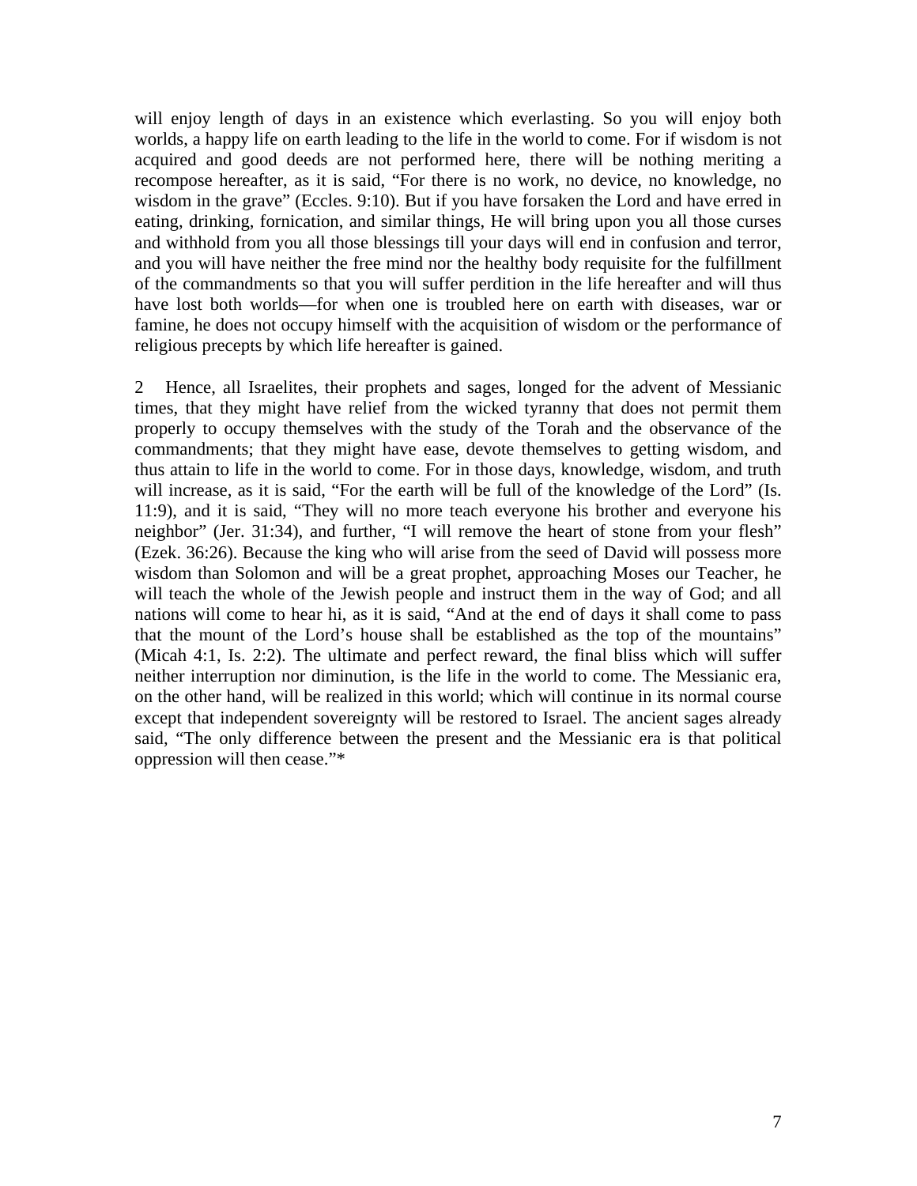will enjoy length of days in an existence which everlasting. So you will enjoy both worlds, a happy life on earth leading to the life in the world to come. For if wisdom is not acquired and good deeds are not performed here, there will be nothing meriting a recompose hereafter, as it is said, "For there is no work, no device, no knowledge, no wisdom in the grave" (Eccles. 9:10). But if you have forsaken the Lord and have erred in eating, drinking, fornication, and similar things, He will bring upon you all those curses and withhold from you all those blessings till your days will end in confusion and terror, and you will have neither the free mind nor the healthy body requisite for the fulfillment of the commandments so that you will suffer perdition in the life hereafter and will thus have lost both worlds—for when one is troubled here on earth with diseases, war or famine, he does not occupy himself with the acquisition of wisdom or the performance of religious precepts by which life hereafter is gained.

2 Hence, all Israelites, their prophets and sages, longed for the advent of Messianic times, that they might have relief from the wicked tyranny that does not permit them properly to occupy themselves with the study of the Torah and the observance of the commandments; that they might have ease, devote themselves to getting wisdom, and thus attain to life in the world to come. For in those days, knowledge, wisdom, and truth will increase, as it is said, "For the earth will be full of the knowledge of the Lord" (Is. 11:9), and it is said, "They will no more teach everyone his brother and everyone his neighbor" (Jer. 31:34), and further, "I will remove the heart of stone from your flesh" (Ezek. 36:26). Because the king who will arise from the seed of David will possess more wisdom than Solomon and will be a great prophet, approaching Moses our Teacher, he will teach the whole of the Jewish people and instruct them in the way of God; and all nations will come to hear hi, as it is said, "And at the end of days it shall come to pass that the mount of the Lord's house shall be established as the top of the mountains" (Micah 4:1, Is. 2:2). The ultimate and perfect reward, the final bliss which will suffer neither interruption nor diminution, is the life in the world to come. The Messianic era, on the other hand, will be realized in this world; which will continue in its normal course except that independent sovereignty will be restored to Israel. The ancient sages already said, "The only difference between the present and the Messianic era is that political oppression will then cease."*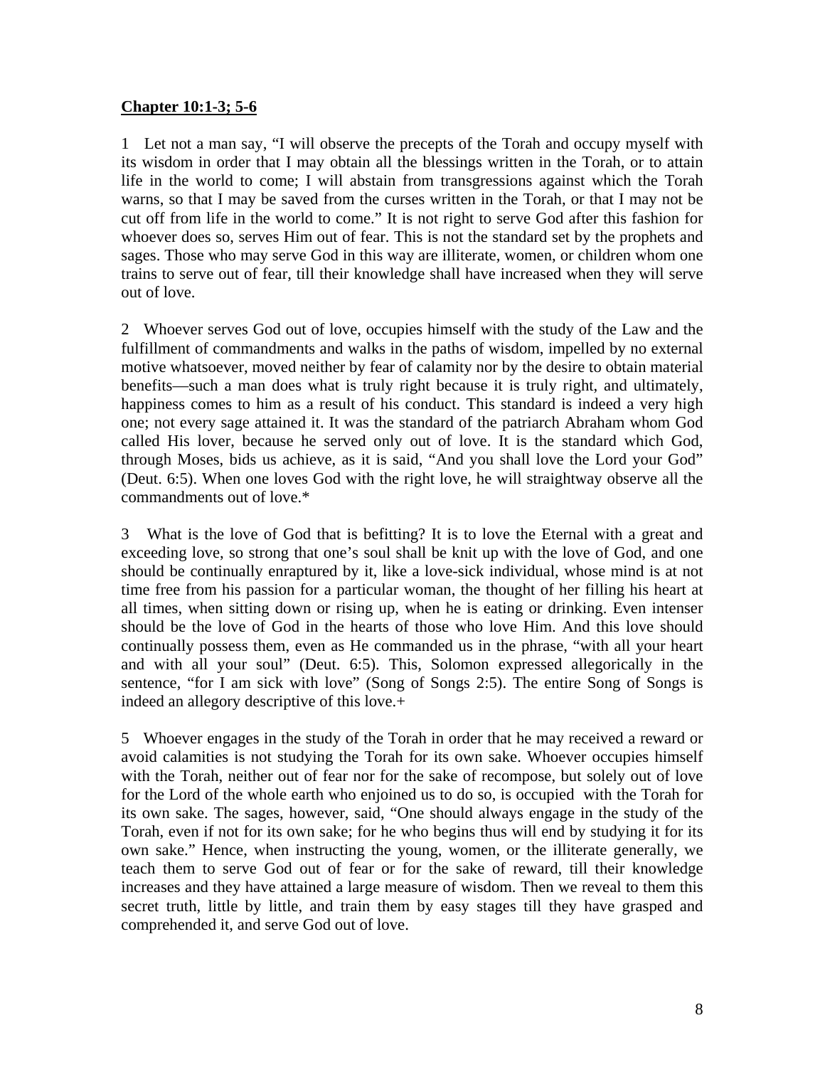**Chapter 10:1-3; 5-6**

1 Let not a man say, "I will observe the precepts of the Torah and occupy myself with its wisdom in order that I may obtain all the blessings written in the Torah, or to attain life in the world to come; I will abstain from transgressions against which the Torah warns, so that I may be saved from the curses written in the Torah, or that I may not be cut off from life in the world to come." It is not right to serve God after this fashion for whoever does so, serves Him out of fear. This is not the standard set by the prophets and sages. Those who may serve God in this way are illiterate, women, or children whom one trains to serve out of fear, till their knowledge shall have increased when they will serve out of love.

2 Whoever serves God out of love, occupies himself with the study of the Law and the fulfillment of commandments and walks in the paths of wisdom, impelled by no external motive whatsoever, moved neither by fear of calamity nor by the desire to obtain material benefits—such a man does what is truly right because it is truly right, and ultimately, happiness comes to him as a result of his conduct. This standard is indeed a very high one; not every sage attained it. It was the standard of the patriarch Abraham whom God called His lover, because he served only out of love. It is the standard which God, through Moses, bids us achieve, as it is said, "And you shall love the Lord your God" (Deut. 6:5). When one loves God with the right love, he will straightway observe all the commandments out of love.*

3 What is the love of God that is befitting? It is to love the Eternal with a great and exceeding love, so strong that one's soul shall be knit up with the love of God, and one should be continually enraptured by it, like a love-sick individual, whose mind is at not time free from his passion for a particular woman, the thought of her filling his heart at all times, when sitting down or rising up, when he is eating or drinking. Even intenser should be the love of God in the hearts of those who love Him. And this love should continually possess them, even as He commanded us in the phrase, "with all your heart and with all your soul" (Deut. 6:5). This, Solomon expressed allegorically in the sentence, "for I am sick with love" (Song of Songs 2:5). The entire Song of Songs is indeed an allegory descriptive of this love.+

5 Whoever engages in the study of the Torah in order that he may received a reward or avoid calamities is not studying the Torah for its own sake. Whoever occupies himself with the Torah, neither out of fear nor for the sake of recompose, but solely out of love for the Lord of the whole earth who enjoined us to do so, is occupied with the Torah for its own sake. The sages, however, said, "One should always engage in the study of the Torah, even if not for its own sake; for he who begins thus will end by studying it for its own sake." Hence, when instructing the young, women, or the illiterate generally, we teach them to serve God out of fear or for the sake of reward, till their knowledge increases and they have attained a large measure of wisdom. Then we reveal to them this secret truth, little by little, and train them by easy stages till they have grasped and comprehended it, and serve God out of love.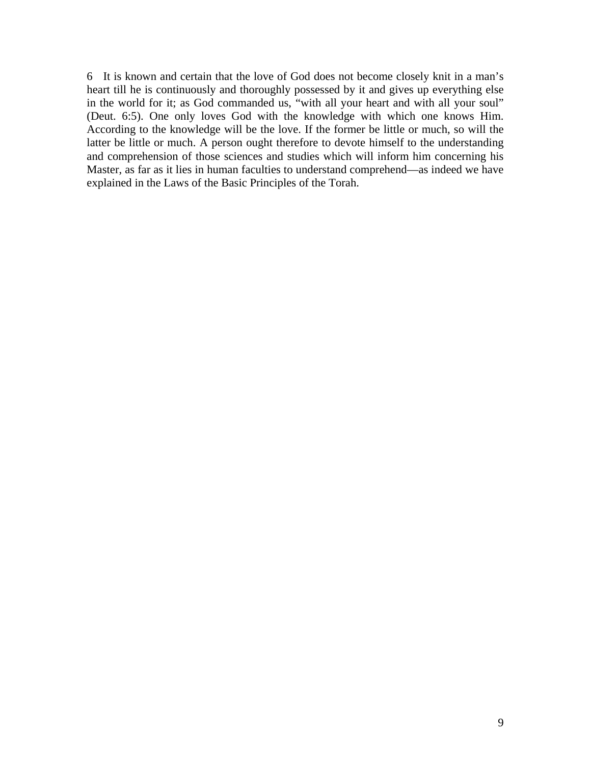6 It is known and certain that the love of God does not become closely knit in a man's heart till he is continuously and thoroughly possessed by it and gives up everything else in the world for it; as God commanded us, "with all your heart and with all your soul" (Deut. 6:5). One only loves God with the knowledge with which one knows Him. According to the knowledge will be the love. If the former be little or much, so will the latter be little or much. A person ought therefore to devote himself to the understanding and comprehension of those sciences and studies which will inform him concerning his Master, as far as it lies in human faculties to understand comprehend—as indeed we have explained in the Laws of the Basic Principles of the Torah.